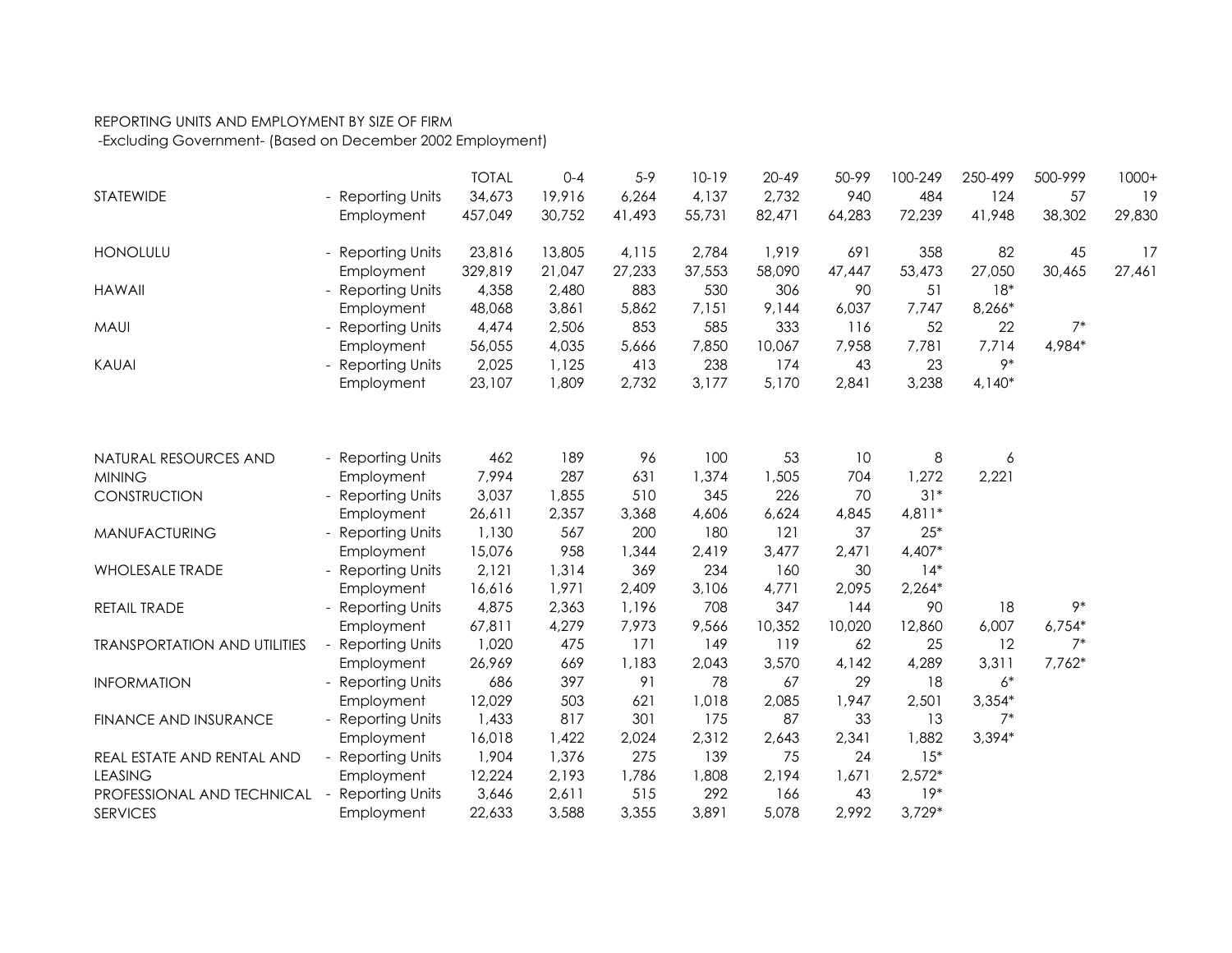REPORTING UNITS AND EMPLOYMENT BY SIZE OF FIRM
-Excluding Government- (Based on December 2002 Employment)

| | | TOTAL | 0-4 | 5-9 | 10-19 | 20-49 | 50-99 | 100-249 | 250-499 | 500-999 | 1000+ |
|---|---|---|---|---|---|---|---|---|---|---|---|
| STATEWIDE | - Reporting Units | 34,673 | 19,916 | 6,264 | 4,137 | 2,732 | 940 | 484 | 124 | 57 | 19 |
| | Employment | 457,049 | 30,752 | 41,493 | 55,731 | 82,471 | 64,283 | 72,239 | 41,948 | 38,302 | 29,830 |
| HONOLULU | - Reporting Units | 23,816 | 13,805 | 4,115 | 2,784 | 1,919 | 691 | 358 | 82 | 45 | 17 |
| | Employment | 329,819 | 21,047 | 27,233 | 37,553 | 58,090 | 47,447 | 53,473 | 27,050 | 30,465 | 27,461 |
| HAWAII | - Reporting Units | 4,358 | 2,480 | 883 | 530 | 306 | 90 | 51 | 18* | | |
| | Employment | 48,068 | 3,861 | 5,862 | 7,151 | 9,144 | 6,037 | 7,747 | 8,266* | | |
| MAUI | - Reporting Units | 4,474 | 2,506 | 853 | 585 | 333 | 116 | 52 | 22 | 7* | |
| | Employment | 56,055 | 4,035 | 5,666 | 7,850 | 10,067 | 7,958 | 7,781 | 7,714 | 4,984* | |
| KAUAI | - Reporting Units | 2,025 | 1,125 | 413 | 238 | 174 | 43 | 23 | 9* | | |
| | Employment | 23,107 | 1,809 | 2,732 | 3,177 | 5,170 | 2,841 | 3,238 | 4,140* | | |
| NATURAL RESOURCES AND | - Reporting Units | 462 | 189 | 96 | 100 | 53 | 10 | 8 | 6 | | |
| MINING | Employment | 7,994 | 287 | 631 | 1,374 | 1,505 | 704 | 1,272 | 2,221 | | |
| CONSTRUCTION | - Reporting Units | 3,037 | 1,855 | 510 | 345 | 226 | 70 | 31* | | | |
| | Employment | 26,611 | 2,357 | 3,368 | 4,606 | 6,624 | 4,845 | 4,811* | | | |
| MANUFACTURING | - Reporting Units | 1,130 | 567 | 200 | 180 | 121 | 37 | 25* | | | |
| | Employment | 15,076 | 958 | 1,344 | 2,419 | 3,477 | 2,471 | 4,407* | | | |
| WHOLESALE TRADE | - Reporting Units | 2,121 | 1,314 | 369 | 234 | 160 | 30 | 14* | | | |
| | Employment | 16,616 | 1,971 | 2,409 | 3,106 | 4,771 | 2,095 | 2,264* | | | |
| RETAIL TRADE | - Reporting Units | 4,875 | 2,363 | 1,196 | 708 | 347 | 144 | 90 | 18 | 9* | |
| | Employment | 67,811 | 4,279 | 7,973 | 9,566 | 10,352 | 10,020 | 12,860 | 6,007 | 6,754* | |
| TRANSPORTATION AND UTILITIES | - Reporting Units | 1,020 | 475 | 171 | 149 | 119 | 62 | 25 | 12 | 7* | |
| | Employment | 26,969 | 669 | 1,183 | 2,043 | 3,570 | 4,142 | 4,289 | 3,311 | 7,762* | |
| INFORMATION | - Reporting Units | 686 | 397 | 91 | 78 | 67 | 29 | 18 | 6* | | |
| | Employment | 12,029 | 503 | 621 | 1,018 | 2,085 | 1,947 | 2,501 | 3,354* | | |
| FINANCE AND INSURANCE | - Reporting Units | 1,433 | 817 | 301 | 175 | 87 | 33 | 13 | 7* | | |
| | Employment | 16,018 | 1,422 | 2,024 | 2,312 | 2,643 | 2,341 | 1,882 | 3,394* | | |
| REAL ESTATE AND RENTAL AND | - Reporting Units | 1,904 | 1,376 | 275 | 139 | 75 | 24 | 15* | | | |
| LEASING | Employment | 12,224 | 2,193 | 1,786 | 1,808 | 2,194 | 1,671 | 2,572* | | | |
| PROFESSIONAL AND TECHNICAL | - Reporting Units | 3,646 | 2,611 | 515 | 292 | 166 | 43 | 19* | | | |
| SERVICES | Employment | 22,633 | 3,588 | 3,355 | 3,891 | 5,078 | 2,992 | 3,729* | | | |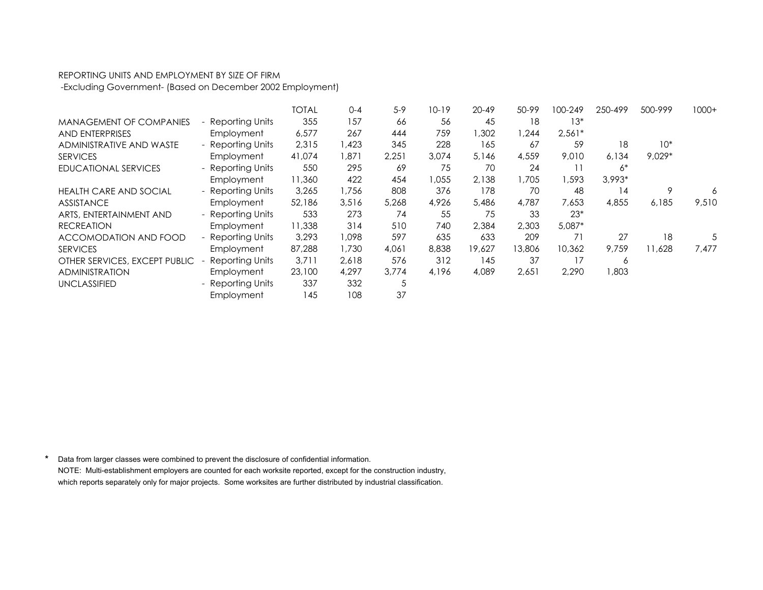REPORTING UNITS AND EMPLOYMENT BY SIZE OF FIRM
-Excluding Government- (Based on December 2002 Employment)

| | | TOTAL | 0-4 | 5-9 | 10-19 | 20-49 | 50-99 | 100-249 | 250-499 | 500-999 | 1000+ |
|---|---|---|---|---|---|---|---|---|---|---|---|
| MANAGEMENT OF COMPANIES | - Reporting Units | 355 | 157 | 66 | 56 | 45 | 18 | 13* | | | |
| AND ENTERPRISES | Employment | 6,577 | 267 | 444 | 759 | 1,302 | 1,244 | 2,561* | | | |
| ADMINISTRATIVE AND WASTE | - Reporting Units | 2,315 | 1,423 | 345 | 228 | 165 | 67 | 59 | 18 | 10* | |
| SERVICES | Employment | 41,074 | 1,871 | 2,251 | 3,074 | 5,146 | 4,559 | 9,010 | 6,134 | 9,029* | |
| EDUCATIONAL SERVICES | - Reporting Units | 550 | 295 | 69 | 75 | 70 | 24 | 11 | 6* | | |
| | Employment | 11,360 | 422 | 454 | 1,055 | 2,138 | 1,705 | 1,593 | 3,993* | | |
| HEALTH CARE AND SOCIAL | - Reporting Units | 3,265 | 1,756 | 808 | 376 | 178 | 70 | 48 | 14 | 9 | 6 |
| ASSISTANCE | Employment | 52,186 | 3,516 | 5,268 | 4,926 | 5,486 | 4,787 | 7,653 | 4,855 | 6,185 | 9,510 |
| ARTS, ENTERTAINMENT AND | - Reporting Units | 533 | 273 | 74 | 55 | 75 | 33 | 23* | | | |
| RECREATION | Employment | 11,338 | 314 | 510 | 740 | 2,384 | 2,303 | 5,087* | | | |
| ACCOMODATION AND FOOD | - Reporting Units | 3,293 | 1,098 | 597 | 635 | 633 | 209 | 71 | 27 | 18 | 5 |
| SERVICES | Employment | 87,288 | 1,730 | 4,061 | 8,838 | 19,627 | 13,806 | 10,362 | 9,759 | 11,628 | 7,477 |
| OTHER SERVICES, EXCEPT PUBLIC | - Reporting Units | 3,711 | 2,618 | 576 | 312 | 145 | 37 | 17 | 6 | | |
| ADMINISTRATION | Employment | 23,100 | 4,297 | 3,774 | 4,196 | 4,089 | 2,651 | 2,290 | 1,803 | | |
| UNCLASSIFIED | - Reporting Units | 337 | 332 | 5 | | | | | | | |
| | Employment | 145 | 108 | 37 | | | | | | | |

* Data from larger classes were combined to prevent the disclosure of confidential information.

NOTE: Multi-establishment employers are counted for each worksite reported, except for the construction industry, which reports separately only for major projects. Some worksites are further distributed by industrial classification.